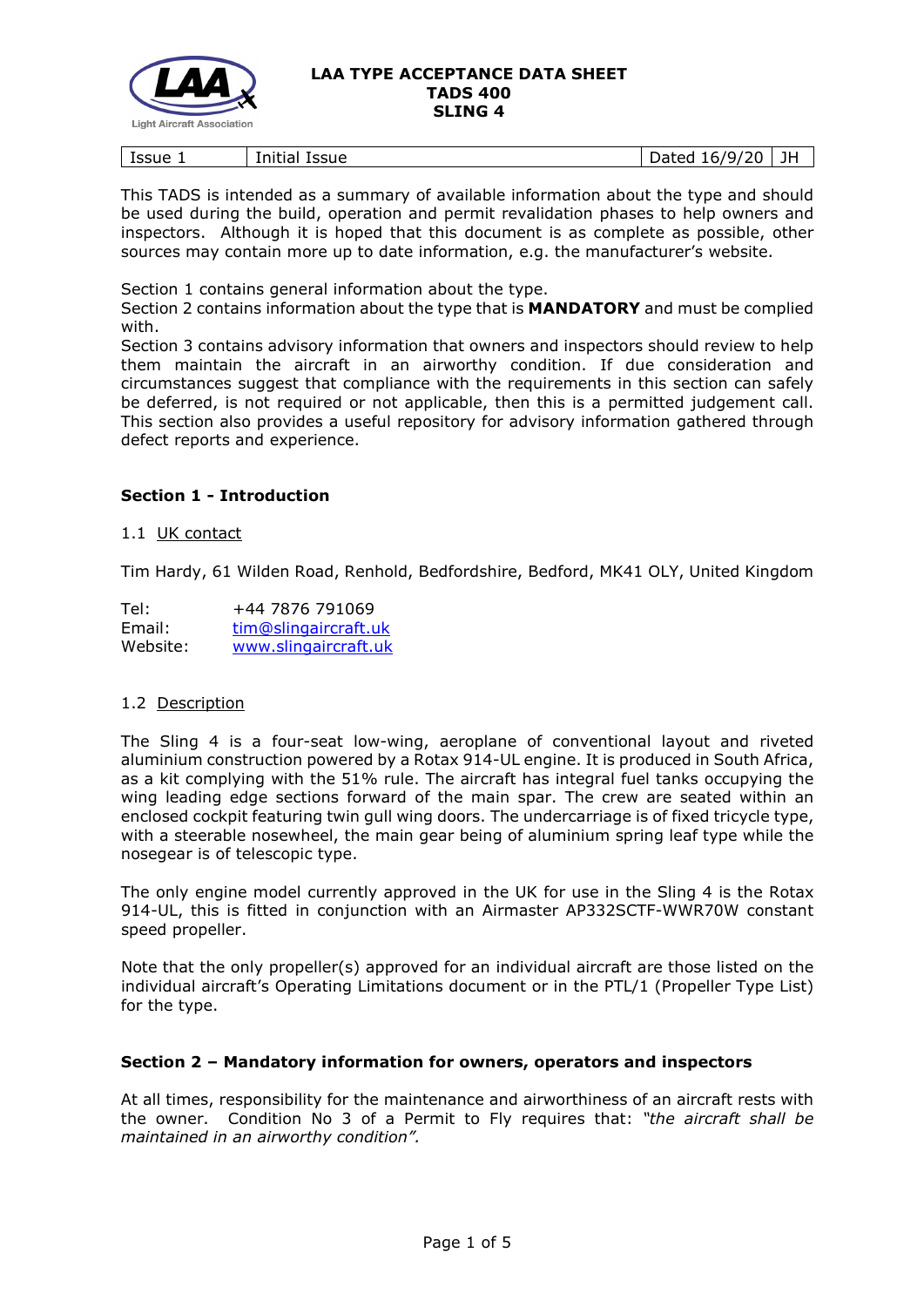# LAA TYPE ACCEPTANCE DATA SHEET
## TADS 400
## SLING 4

| Issue 1 | Initial Issue | Dated 16/9/20 | JH |
|---|---|---|---|

This TADS is intended as a summary of available information about the type and should be used during the build, operation and permit revalidation phases to help owners and inspectors. Although it is hoped that this document is as complete as possible, other sources may contain more up to date information, e.g. the manufacturer's website.

Section 1 contains general information about the type.
Section 2 contains information about the type that is **MANDATORY** and must be complied with.
Section 3 contains advisory information that owners and inspectors should review to help them maintain the aircraft in an airworthy condition. If due consideration and circumstances suggest that compliance with the requirements in this section can safely be deferred, is not required or not applicable, then this is a permitted judgement call. This section also provides a useful repository for advisory information gathered through defect reports and experience.

## Section 1 - Introduction

1.1 UK contact

Tim Hardy, 61 Wilden Road, Renhold, Bedfordshire, Bedford, MK41 OLY, United Kingdom

Tel: +44 7876 791069
Email: tim@slingaircraft.uk
Website: www.slingaircraft.uk

1.2 Description

The Sling 4 is a four-seat low-wing, aeroplane of conventional layout and riveted aluminium construction powered by a Rotax 914-UL engine. It is produced in South Africa, as a kit complying with the 51% rule. The aircraft has integral fuel tanks occupying the wing leading edge sections forward of the main spar. The crew are seated within an enclosed cockpit featuring twin gull wing doors. The undercarriage is of fixed tricycle type, with a steerable nosewheel, the main gear being of aluminium spring leaf type while the nosegear is of telescopic type.

The only engine model currently approved in the UK for use in the Sling 4 is the Rotax 914-UL, this is fitted in conjunction with an Airmaster AP332SCTF-WWR70W constant speed propeller.

Note that the only propeller(s) approved for an individual aircraft are those listed on the individual aircraft's Operating Limitations document or in the PTL/1 (Propeller Type List) for the type.

## Section 2 – Mandatory information for owners, operators and inspectors

At all times, responsibility for the maintenance and airworthiness of an aircraft rests with the owner. Condition No 3 of a Permit to Fly requires that: *"the aircraft shall be maintained in an airworthy condition".*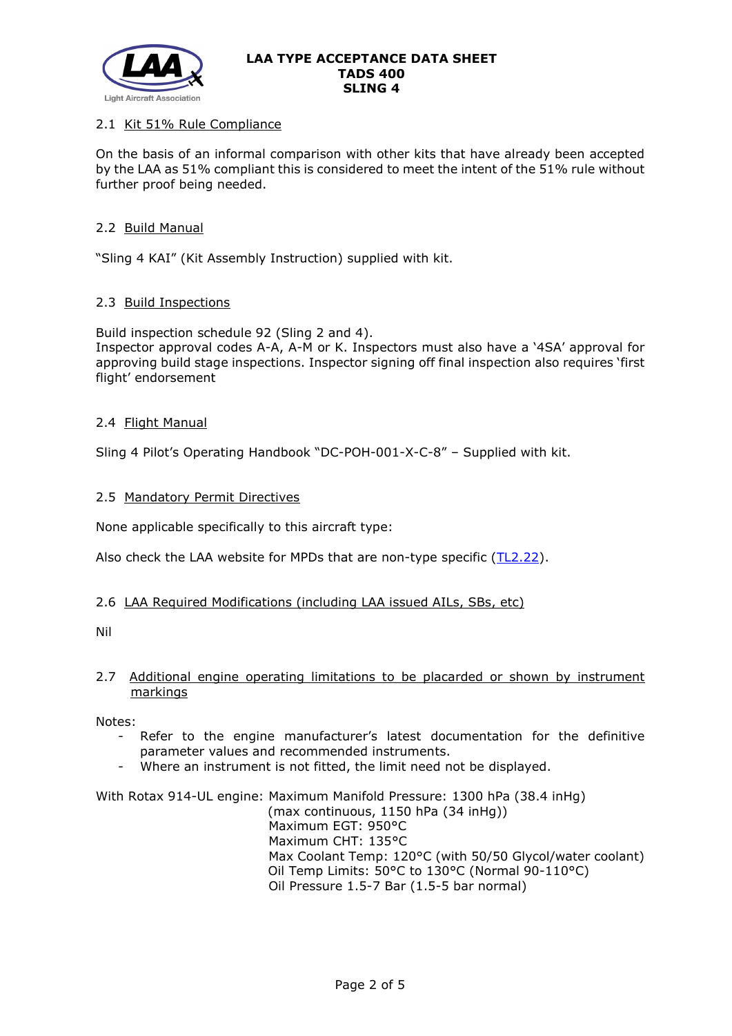### 2.1 Kit 51% Rule Compliance

On the basis of an informal comparison with other kits that have already been accepted by the LAA as 51% compliant this is considered to meet the intent of the 51% rule without further proof being needed.

### 2.2 Build Manual

"Sling 4 KAI" (Kit Assembly Instruction) supplied with kit.

### 2.3 Build Inspections

Build inspection schedule 92 (Sling 2 and 4).
Inspector approval codes A-A, A-M or K. Inspectors must also have a '4SA' approval for approving build stage inspections. Inspector signing off final inspection also requires 'first flight' endorsement

### 2.4 Flight Manual

Sling 4 Pilot's Operating Handbook "DC-POH-001-X-C-8" – Supplied with kit.

### 2.5 Mandatory Permit Directives

None applicable specifically to this aircraft type:

Also check the LAA website for MPDs that are non-type specific (TL2.22).

### 2.6 LAA Required Modifications (including LAA issued AILs, SBs, etc)

Nil

### 2.7 Additional engine operating limitations to be placarded or shown by instrument markings

Notes:

- Refer to the engine manufacturer's latest documentation for the definitive parameter values and recommended instruments.
- Where an instrument is not fitted, the limit need not be displayed.

With Rotax 914-UL engine:
- Maximum Manifold Pressure: 1300 hPa (38.4 inHg) (max continuous, 1150 hPa (34 inHg))
- Maximum EGT: 950°C
- Maximum CHT: 135°C
- Max Coolant Temp: 120°C (with 50/50 Glycol/water coolant)
- Oil Temp Limits: 50°C to 130°C (Normal 90-110°C)
- Oil Pressure 1.5-7 Bar (1.5-5 bar normal)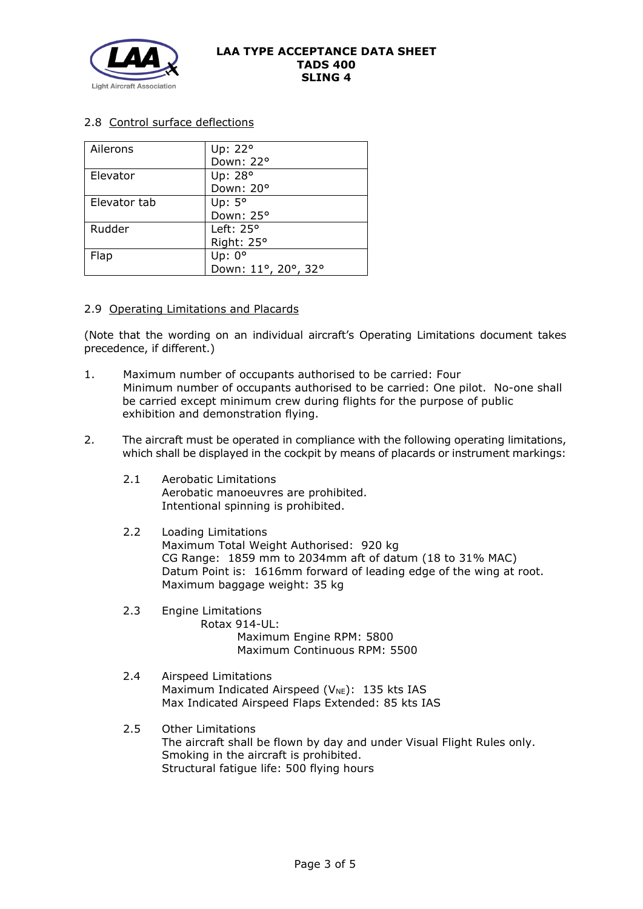### 2.8 Control surface deflections

| | |
|---|---|
| Ailerons | Up: 22°<br>Down: 22° |
| Elevator | Up: 28°<br>Down: 20° |
| Elevator tab | Up: 5°<br>Down: 25° |
| Rudder | Left: 25°<br>Right: 25° |
| Flap | Up: 0°<br>Down: 11°, 20°, 32° |

### 2.9 Operating Limitations and Placards

(Note that the wording on an individual aircraft's Operating Limitations document takes precedence, if different.)

1. Maximum number of occupants authorised to be carried: Four
   Minimum number of occupants authorised to be carried: One pilot. No-one shall be carried except minimum crew during flights for the purpose of public exhibition and demonstration flying.

2. The aircraft must be operated in compliance with the following operating limitations, which shall be displayed in the cockpit by means of placards or instrument markings:

   2.1 Aerobatic Limitations
   Aerobatic manoeuvres are prohibited.
   Intentional spinning is prohibited.

   2.2 Loading Limitations
   Maximum Total Weight Authorised: 920 kg
   CG Range: 1859 mm to 2034mm aft of datum (18 to 31% MAC)
   Datum Point is: 1616mm forward of leading edge of the wing at root.
   Maximum baggage weight: 35 kg

   2.3 Engine Limitations
   Rotax 914-UL:
   Maximum Engine RPM: 5800
   Maximum Continuous RPM: 5500

   2.4 Airspeed Limitations
   Maximum Indicated Airspeed ($V_{NE}$): 135 kts IAS
   Max Indicated Airspeed Flaps Extended: 85 kts IAS

   2.5 Other Limitations
   The aircraft shall be flown by day and under Visual Flight Rules only.
   Smoking in the aircraft is prohibited.
   Structural fatigue life: 500 flying hours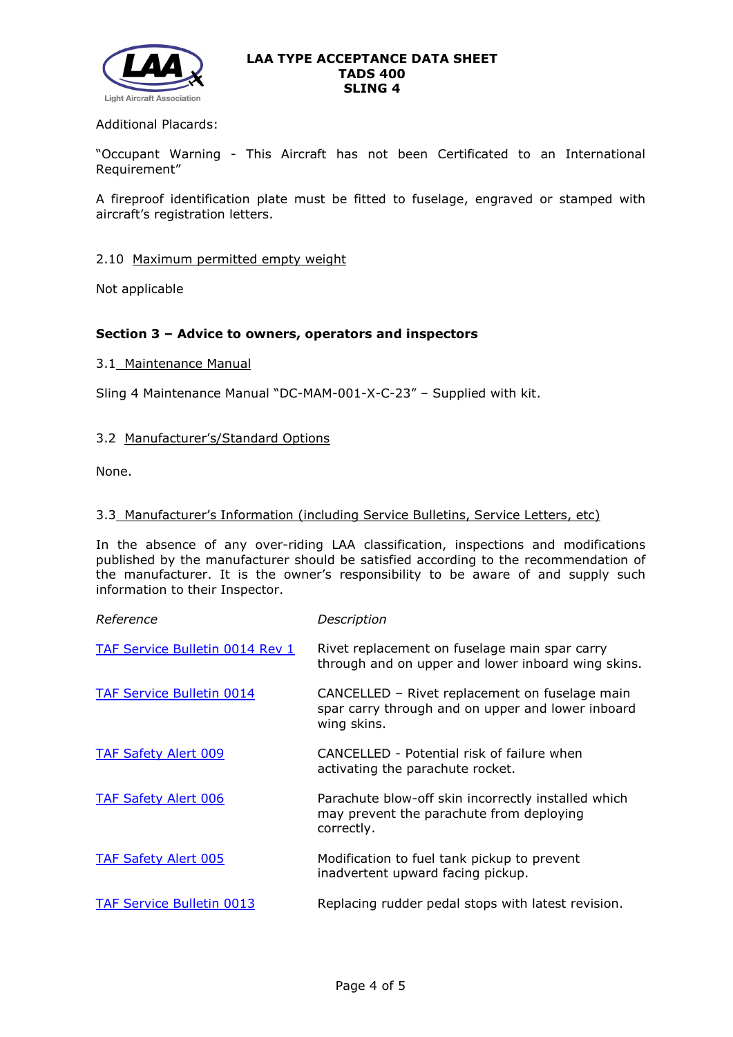Additional Placards:

"Occupant Warning - This Aircraft has not been Certificated to an International Requirement"

A fireproof identification plate must be fitted to fuselage, engraved or stamped with aircraft's registration letters.

2.10 Maximum permitted empty weight

Not applicable

### Section 3 – Advice to owners, operators and inspectors

3.1 Maintenance Manual

Sling 4 Maintenance Manual "DC-MAM-001-X-C-23" – Supplied with kit.

3.2 Manufacturer's/Standard Options

None.

3.3 Manufacturer's Information (including Service Bulletins, Service Letters, etc)

In the absence of any over-riding LAA classification, inspections and modifications published by the manufacturer should be satisfied according to the recommendation of the manufacturer. It is the owner's responsibility to be aware of and supply such information to their Inspector.

| *Reference* | *Description* |
|---|---|
| TAF Service Bulletin 0014 Rev 1 | Rivet replacement on fuselage main spar carry through and on upper and lower inboard wing skins. |
| TAF Service Bulletin 0014 | CANCELLED – Rivet replacement on fuselage main spar carry through and on upper and lower inboard wing skins. |
| TAF Safety Alert 009 | CANCELLED - Potential risk of failure when activating the parachute rocket. |
| TAF Safety Alert 006 | Parachute blow-off skin incorrectly installed which may prevent the parachute from deploying correctly. |
| TAF Safety Alert 005 | Modification to fuel tank pickup to prevent inadvertent upward facing pickup. |
| TAF Service Bulletin 0013 | Replacing rudder pedal stops with latest revision. |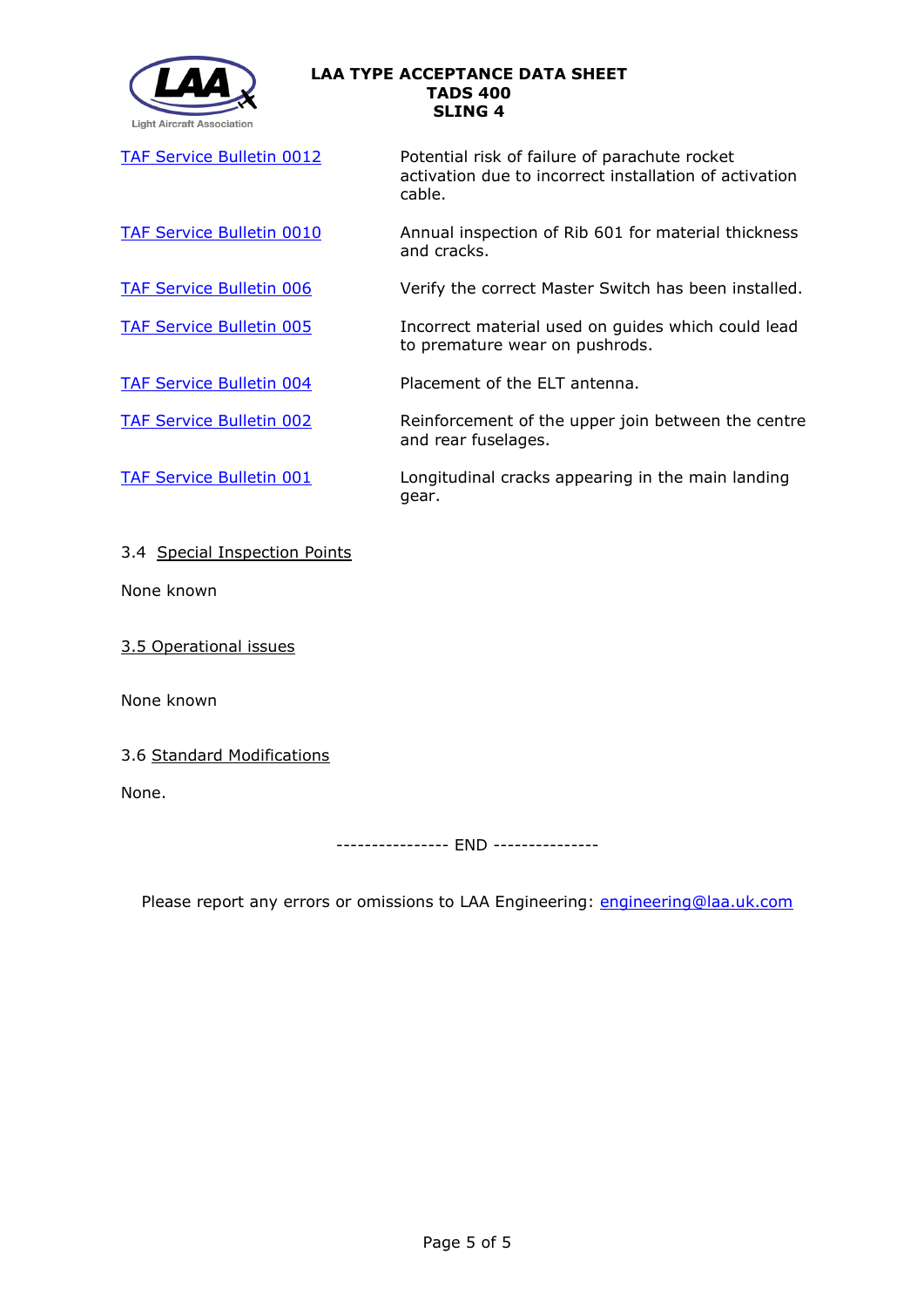| | |
|---|---|
| [TAF Service Bulletin 0012]() | Potential risk of failure of parachute rocket activation due to incorrect installation of activation cable. |
| [TAF Service Bulletin 0010]() | Annual inspection of Rib 601 for material thickness and cracks. |
| [TAF Service Bulletin 006]() | Verify the correct Master Switch has been installed. |
| [TAF Service Bulletin 005]() | Incorrect material used on guides which could lead to premature wear on pushrods. |
| [TAF Service Bulletin 004]() | Placement of the ELT antenna. |
| [TAF Service Bulletin 002]() | Reinforcement of the upper join between the centre and rear fuselages. |
| [TAF Service Bulletin 001]() | Longitudinal cracks appearing in the main landing gear. |

### 3.4 Special Inspection Points

None known

### 3.5 Operational issues

None known

### 3.6 Standard Modifications

None.

---------------- END ---------------

Please report any errors or omissions to LAA Engineering: engineering@laa.uk.com